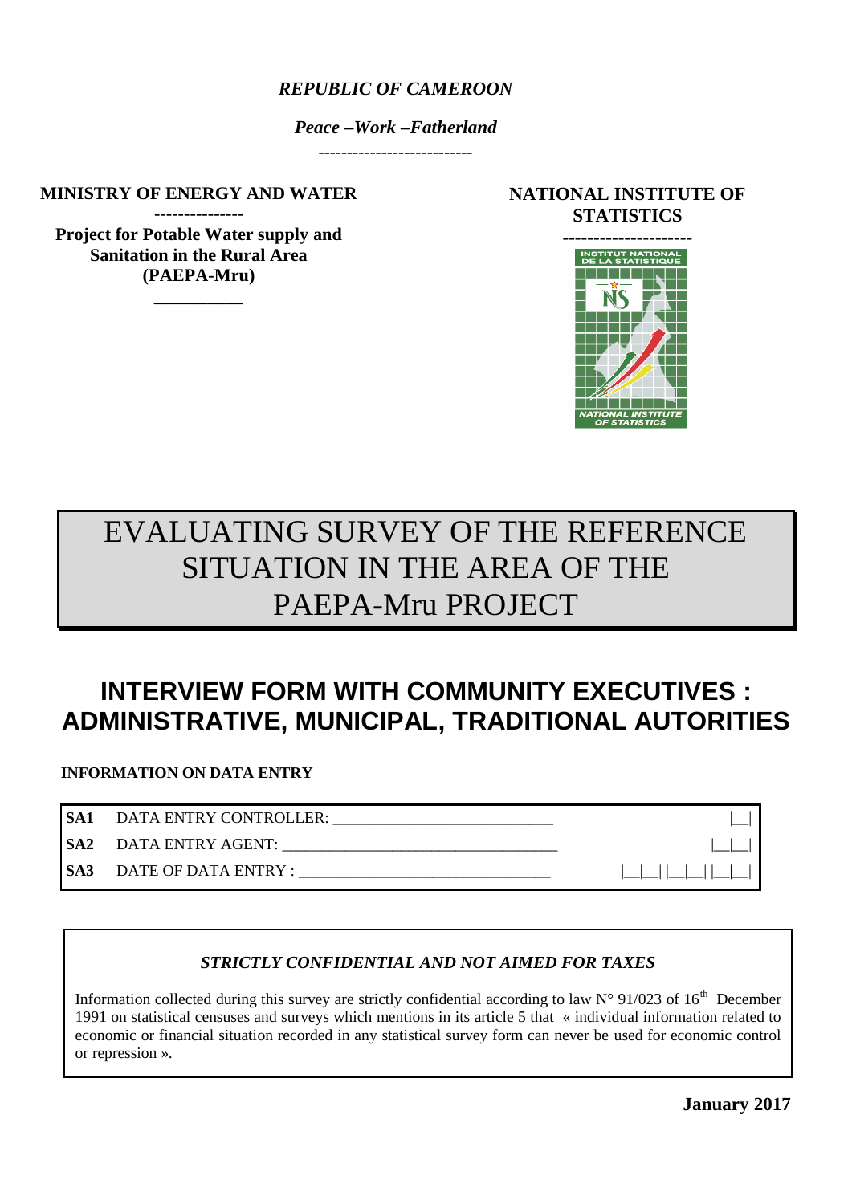*REPUBLIC OF CAMEROON*

*Peace –Work –Fatherland*

---------------------------

**MINISTRY OF ENERGY AND WATER**

---------------

**Project for Potable Water supply and Sanitation in the Rural Area (PAEPA-Mru)**

__________

**NATIONAL INSTITUTE OF STATISTICS**

---------------------

# EVALUATING SURVEY OF THE REFERENCE SITUATION IN THE AREA OF THE PAEPA-Mru PROJECT

## INTERVIEW FORM WITH COMMUNITY EXECUTIVES : ADMINISTRATIVE, MUNICIPAL, TRADITIONAL AUTORITIES

**INFORMATION ON DATA ENTRY**

| | | |
|---|---|---|
| **SA1** | DATA ENTRY CONTROLLER: ___________________________ | \|__\| |
| **SA2** | DATA ENTRY AGENT: __________________________________ | \|__\|__\| |
| **SA3** | DATE OF DATA ENTRY : _______________________________ | \|__\|__\| \|__\|__\| \|__\|__\| |

*STRICTLY CONFIDENTIAL AND NOT AIMED FOR TAXES*

Information collected during this survey are strictly confidential according to law N° 91/023 of 16th December 1991 on statistical censuses and surveys which mentions in its article 5 that « individual information related to economic or financial situation recorded in any statistical survey form can never be used for economic control or repression ».

**January 2017**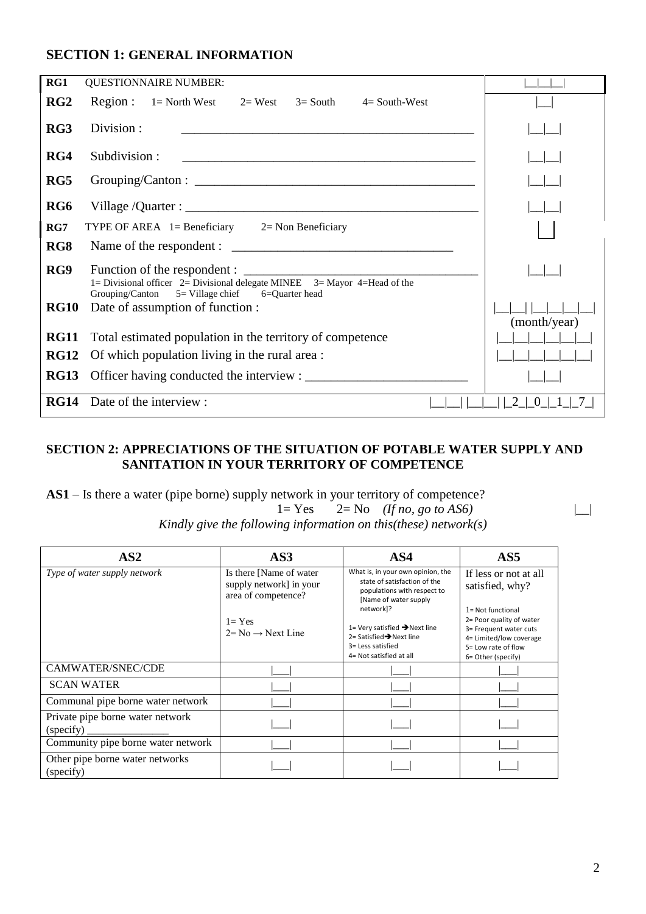## SECTION 1: GENERAL INFORMATION

| | | |
|---|---|---|
| **RG1** | QUESTIONNAIRE NUMBER: | \|__\|__\|__\| |
| **RG2** | Region : 1= North West 2= West 3= South 4= South-West | \|__\| |
| **RG3** | Division : _______________________________________________ | \|__\|__\| |
| **RG4** | Subdivision : _______________________________________________ | \|__\|__\| |
| **RG5** | Grouping/Canton : ___________________________________________ | \|__\|__\| |
| **RG6** | Village /Quarter : ____________________________________________ | \|__\|__\| |
| **RG7** | TYPE OF AREA 1= Beneficiary 2= Non Beneficiary | \|__\| |
| **RG8** | Name of the respondent : ___________________________________ | |
| **RG9** | Function of the respondent : _____________________________________<br>1= Divisional officer 2= Divisional delegate MINEE 3= Mayor 4=Head of the Grouping/Canton 5= Village chief 6=Quarter head | \|__\|__\| |
| **RG10** | Date of assumption of function : | \|__\|__\| \|__\|__\|__\|__\|<br>(month/year) |
| **RG11** | Total estimated population in the territory of competence | \|__\|__\|__\|__\|__\|__\| |
| **RG12** | Of which population living in the rural area : | \|__\|__\|__\|__\|__\|__\| |
| **RG13** | Officer having conducted the interview : _________________________ | \|__\|__\| |
| **RG14** | Date of the interview : | \|__\|__\| \|__\|__\| \|_2_\|_0_\|_1_\|_7_\| |

## SECTION 2: APPRECIATIONS OF THE SITUATION OF POTABLE WATER SUPPLY AND SANITATION IN YOUR TERRITORY OF COMPETENCE

**AS1** – Is there a water (pipe borne) supply network in your territory of competence?

1= Yes 2= No *(If no, go to AS6)* |__|

*Kindly give the following information on this(these) network(s)*

| AS2 | AS3 | AS4 | AS5 |
|---|---|---|---|
| *Type of water supply network* | Is there [Name of water supply network] in your area of competence?<br><br>1= Yes<br>2= No → Next Line | What is, in your own opinion, the state of satisfaction of the populations with respect to [Name of water supply network]?<br><br>1= Very satisfied → Next line<br>2= Satisfied → Next line<br>3= Less satisfied<br>4= Not satisfied at all | If less or not at all satisfied, why?<br><br>1= Not functional<br>2= Poor quality of water<br>3= Frequent water cuts<br>4= Limited/low coverage<br>5= Low rate of flow<br>6= Other (specify) |
| CAMWATER/SNEC/CDE | \|___\| | \|___\| | \|___\| |
| SCAN WATER | \|___\| | \|___\| | \|___\| |
| Communal pipe borne water network | \|___\| | \|___\| | \|___\| |
| Private pipe borne water network (specify) _______________ | \|___\| | \|___\| | \|___\| |
| Community pipe borne water network | \|___\| | \|___\| | \|___\| |
| Other pipe borne water networks (specify) | \|___\| | \|___\| | \|___\| |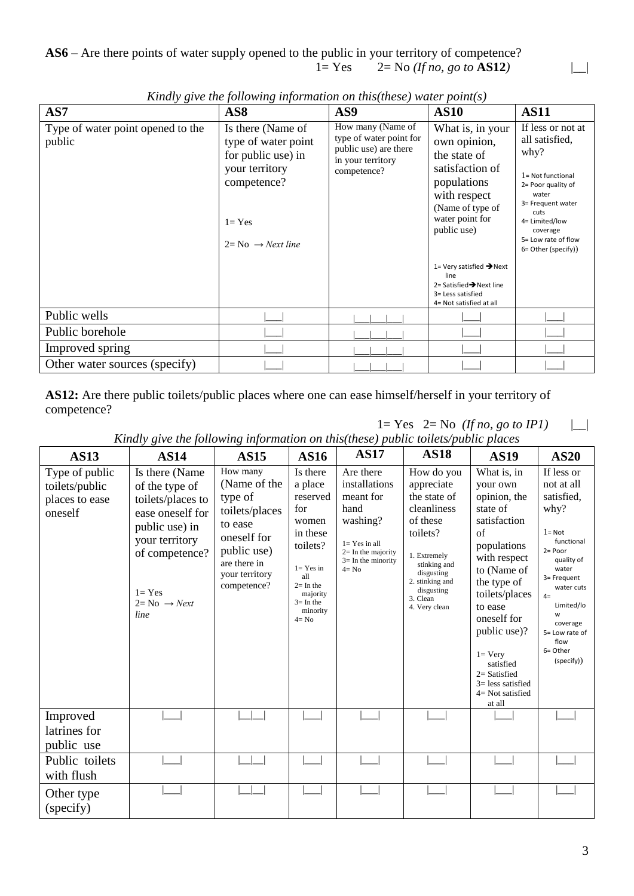**AS6** – Are there points of water supply opened to the public in your territory of competence?

1= Yes 2= No *(If no, go to* **AS12***)* |__|

*Kindly give the following information on this(these) water point(s)*

| AS7 | AS8 | AS9 | AS10 | AS11 |
|---|---|---|---|---|
| Type of water point opened to the public | Is there (Name of type of water point for public use) in your territory competence?<br><br>1= Yes<br><br>2= No → *Next line* | How many (Name of type of water point for public use) are there in your territory competence? | What is, in your own opinion, the state of satisfaction of populations with respect (Name of type of water point for public use)<br><br>1= Very satisfied → Next line<br>2= Satisfied → Next line<br>3= Less satisfied<br>4= Not satisfied at all | If less or not at all satisfied, why?<br><br>1= Not functional<br>2= Poor quality of water<br>3= Frequent water cuts<br>4= Limited/low coverage<br>5= Low rate of flow<br>6= Other (specify)) |
| Public wells | \|___\| | \|___\|___\|___\| | \|___\| | \|___\| |
| Public borehole | \|___\| | \|___\|___\|___\| | \|___\| | \|___\| |
| Improved spring | \|___\| | \|___\|___\|___\| | \|___\| | \|___\| |
| Other water sources (specify) | \|___\| | \|___\|___\|___\| | \|___\| | \|___\| |

**AS12:** Are there public toilets/public places where one can ease himself/herself in your territory of competence?

1= Yes 2= No *(If no, go to IP1)* |__|

*Kindly give the following information on this(these) public toilets/public places*

| AS13 | AS14 | AS15 | AS16 | AS17 | AS18 | AS19 | AS20 |
|---|---|---|---|---|---|---|---|
| Type of public toilets/public places to ease oneself | Is there (Name of the type of toilets/places to ease oneself for public use) in your territory of competence?<br><br>1= Yes<br>2= No → *Next line* | How many (Name of the type of toilets/places to ease oneself for public use) are there in your territory competence? | Is there a place reserved for women in these toilets?<br><br>1= Yes in all<br>2= In the majority<br>3= In the minority<br>4= No | Are there installations meant for hand washing?<br><br>1= Yes in all<br>2= In the majority<br>3= In the minority<br>4= No | How do you appreciate the state of cleanliness of these toilets?<br><br>1. Extremely stinking and disgusting<br>2. stinking and disgusting<br>3. Clean<br>4. Very clean | What is, in your own opinion, the state of satisfaction of populations with respect to (Name of the type of toilets/places to ease oneself for public use)?<br><br>1= Very satisfied<br>2= Satisfied<br>3= less satisfied<br>4= Not satisfied at all | If less or not at all satisfied, why?<br><br>1= Not functional<br>2= Poor quality of water<br>3= Frequent water cuts<br>4= Limited/low coverage<br>5= Low rate of flow<br>6= Other (specify)) |
| Improved latrines for public use | \|___\| | \|__\|__\| | \|___\| | \|___\| | \|___\| | \|___\| | \|___\| |
| Public toilets with flush | \|___\| | \|__\|__\| | \|___\| | \|___\| | \|___\| | \|___\| | \|___\| |
| Other type (specify) | \|___\| | \|__\|__\| | \|___\| | \|___\| | \|___\| | \|___\| | \|___\| |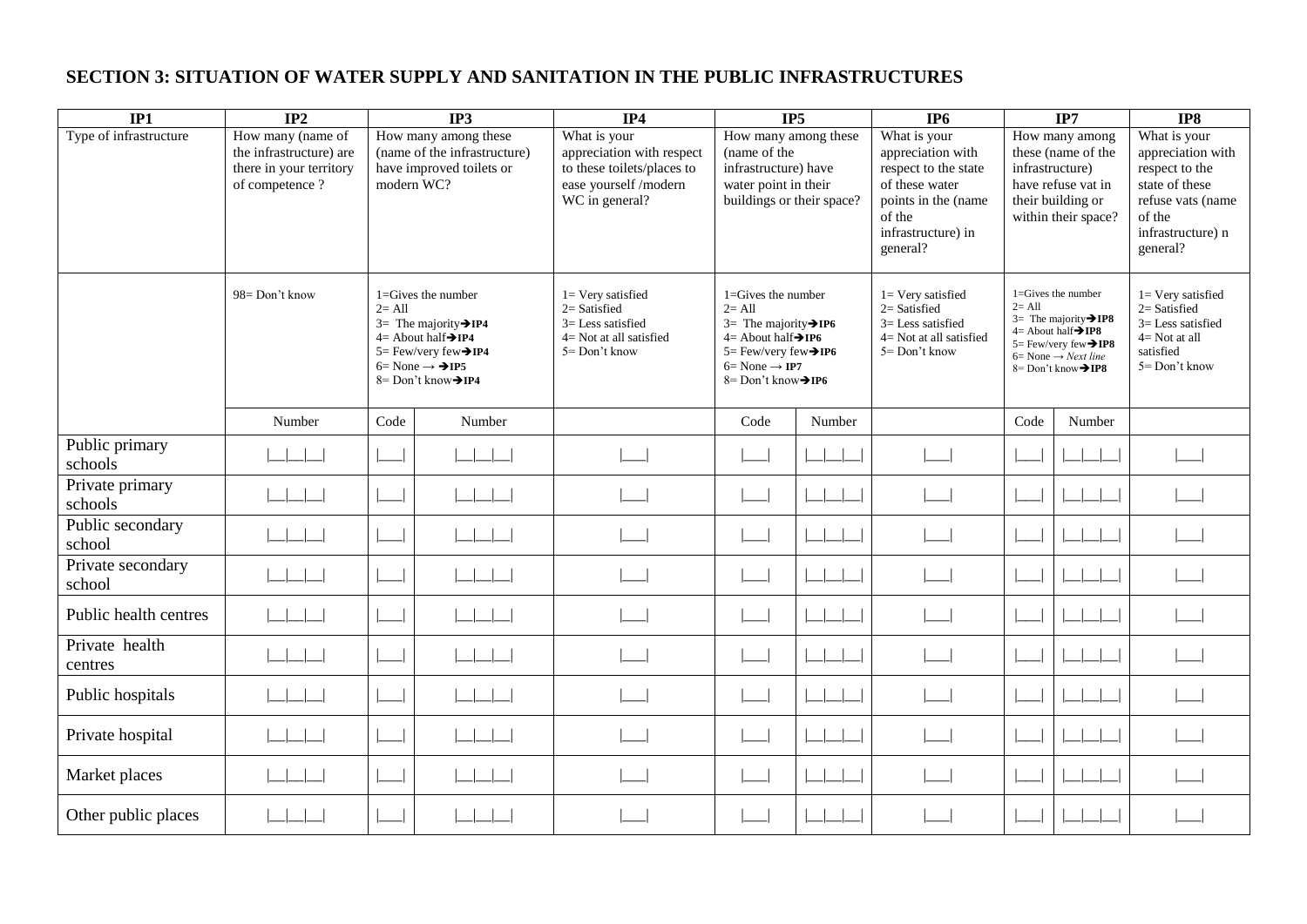## SECTION 3: SITUATION OF WATER SUPPLY AND SANITATION IN THE PUBLIC INFRASTRUCTURES

| IP1 | IP2 | IP3 | | IP4 | IP5 | | IP6 | IP7 | | IP8 |
|---|---|---|---|---|---|---|---|---|---|---|
| Type of infrastructure | How many (name of the infrastructure) are there in your territory of competence ? | How many among these (name of the infrastructure) have improved toilets or modern WC? | | What is your appreciation with respect to these toilets/places to ease yourself /modern WC in general? | How many among these (name of the infrastructure) have water point in their buildings or their space? | | What is your appreciation with respect to the state of these water points in the (name of the infrastructure) in general? | How many among these (name of the infrastructure) have refuse vat in their building or within their space? | | What is your appreciation with respect to the state of these refuse vats (name of the infrastructure) n general? |
| | 98= Don't know | 1=Gives the number<br>2= All<br>3= The majority➔IP4<br>4= About half➔IP4<br>5= Few/very few➔IP4<br>6= None → ➔IP5<br>8= Don't know➔IP4 | | 1= Very satisfied<br>2= Satisfied<br>3= Less satisfied<br>4= Not at all satisfied<br>5= Don't know | 1=Gives the number<br>2= All<br>3= The majority➔IP6<br>4= About half➔IP6<br>5= Few/very few➔IP6<br>6= None → IP7<br>8= Don't know➔IP6 | | 1= Very satisfied<br>2= Satisfied<br>3= Less satisfied<br>4= Not at all satisfied<br>5= Don't know | 1=Gives the number<br>2= All<br>3= The majority➔IP8<br>4= About half➔IP8<br>5= Few/very few➔IP8<br>6= None → *Next line*<br>8= Don't know➔IP8 | | 1= Very satisfied<br>2= Satisfied<br>3= Less satisfied<br>4= Not at all satisfied<br>5= Don't know |
| | Number | Code | Number | | Code | Number | | Code | Number | |
| Public primary schools | \|__\|__\|__\| | \|___\| | \|__\|__\|__\| | \|___\| | \|___\| | \|__\|__\|__\| | \|___\| | \|___\| | \|__\|__\|__\| | \|___\| |
| Private primary schools | \|__\|__\|__\| | \|___\| | \|__\|__\|__\| | \|___\| | \|___\| | \|__\|__\|__\| | \|___\| | \|___\| | \|__\|__\|__\| | \|___\| |
| Public secondary school | \|__\|__\|__\| | \|___\| | \|__\|__\|__\| | \|___\| | \|___\| | \|__\|__\|__\| | \|___\| | \|___\| | \|__\|__\|__\| | \|___\| |
| Private secondary school | \|__\|__\|__\| | \|___\| | \|__\|__\|__\| | \|___\| | \|___\| | \|__\|__\|__\| | \|___\| | \|___\| | \|__\|__\|__\| | \|___\| |
| Public health centres | \|__\|__\|__\| | \|___\| | \|__\|__\|__\| | \|___\| | \|___\| | \|__\|__\|__\| | \|___\| | \|___\| | \|__\|__\|__\| | \|___\| |
| Private health centres | \|__\|__\|__\| | \|___\| | \|__\|__\|__\| | \|___\| | \|___\| | \|__\|__\|__\| | \|___\| | \|___\| | \|__\|__\|__\| | \|___\| |
| Public hospitals | \|__\|__\|__\| | \|___\| | \|__\|__\|__\| | \|___\| | \|___\| | \|__\|__\|__\| | \|___\| | \|___\| | \|__\|__\|__\| | \|___\| |
| Private hospital | \|__\|__\|__\| | \|___\| | \|__\|__\|__\| | \|___\| | \|___\| | \|__\|__\|__\| | \|___\| | \|___\| | \|__\|__\|__\| | \|___\| |
| Market places | \|__\|__\|__\| | \|___\| | \|__\|__\|__\| | \|___\| | \|___\| | \|__\|__\|__\| | \|___\| | \|___\| | \|__\|__\|__\| | \|___\| |
| Other public places | \|__\|__\|__\| | \|___\| | \|__\|__\|__\| | \|___\| | \|___\| | \|__\|__\|__\| | \|___\| | \|___\| | \|__\|__\|__\| | \|___\| |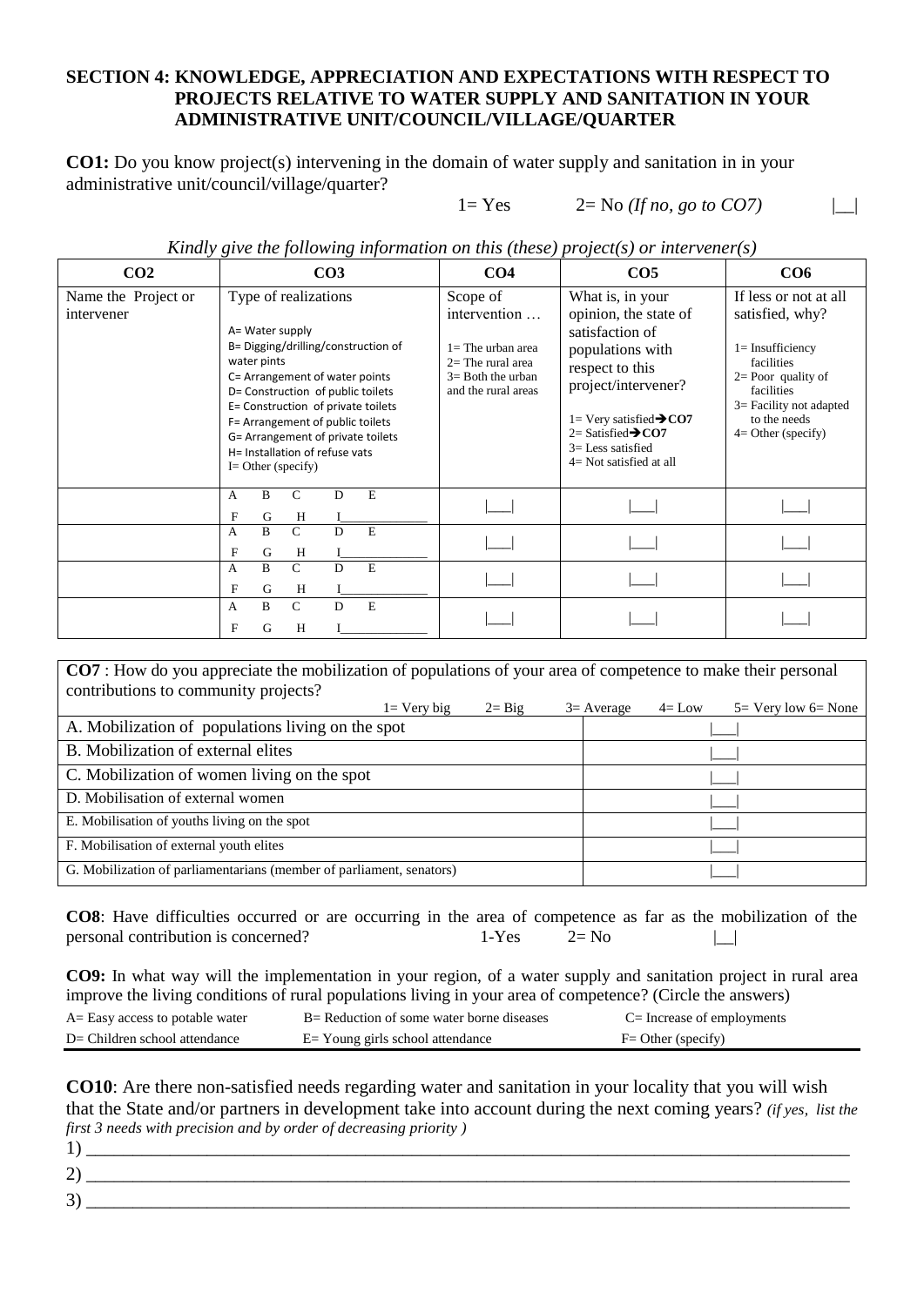## SECTION 4: KNOWLEDGE, APPRECIATION AND EXPECTATIONS WITH RESPECT TO PROJECTS RELATIVE TO WATER SUPPLY AND SANITATION IN YOUR ADMINISTRATIVE UNIT/COUNCIL/VILLAGE/QUARTER

**CO1:** Do you know project(s) intervening in the domain of water supply and sanitation in in your administrative unit/council/village/quarter?

1= Yes  2= No *(If no, go to CO7)*  |__|

*Kindly give the following information on this (these) project(s) or intervener(s)*

| CO2 | CO3 | CO4 | CO5 | CO6 |
|---|---|---|---|---|
| Name the Project or intervener | Type of realizations<br><br>A= Water supply<br>B= Digging/drilling/construction of water pints<br>C= Arrangement of water points<br>D= Construction of public toilets<br>E= Construction of private toilets<br>F= Arrangement of public toilets<br>G= Arrangement of private toilets<br>H= Installation of refuse vats<br>I= Other (specify) | Scope of intervention …<br><br>1= The urban area<br>2= The rural area<br>3= Both the urban and the rural areas | What is, in your opinion, the state of satisfaction of populations with respect to this project/intervener?<br><br>1= Very satisfied→CO7<br>2= Satisfied→CO7<br>3= Less satisfied<br>4= Not satisfied at all | If less or not at all satisfied, why?<br><br>1= Insufficiency facilities<br>2= Poor quality of facilities<br>3= Facility not adapted to the needs<br>4= Other (specify) |
| | A B C D E<br>F G H I____________ | \|__\| | \|__\| | \|__\| |
| | A B C D E<br>F G H I____________ | \|__\| | \|__\| | \|__\| |
| | A B C D E<br>F G H I____________ | \|__\| | \|__\| | \|__\| |
| | A B C D E<br>F G H I____________ | \|__\| | \|__\| | \|__\| |

**CO7** : How do you appreciate the mobilization of populations of your area of competence to make their personal contributions to community projects?

1= Very big  2= Big  3= Average  4= Low  5= Very low 6= None

| | |
|---|---|
| A. Mobilization of populations living on the spot | \|__\| |
| B. Mobilization of external elites | \|__\| |
| C. Mobilization of women living on the spot | \|__\| |
| D. Mobilisation of external women | \|__\| |
| E. Mobilisation of youths living on the spot | \|__\| |
| F. Mobilisation of external youth elites | \|__\| |
| G. Mobilization of parliamentarians (member of parliament, senators) | \|__\| |

**CO8**: Have difficulties occurred or are occurring in the area of competence as far as the mobilization of the personal contribution is concerned?  1-Yes  2= No  |__|

**CO9:** In what way will the implementation in your region, of a water supply and sanitation project in rural area improve the living conditions of rural populations living in your area of competence? (Circle the answers)

A= Easy access to potable water  B= Reduction of some water borne diseases  C= Increase of employments
D= Children school attendance  E= Young girls school attendance  F= Other (specify)

**CO10**: Are there non-satisfied needs regarding water and sanitation in your locality that you will wish that the State and/or partners in development take into account during the next coming years? *(if yes, list the first 3 needs with precision and by order of decreasing priority )*

1) ________________________________________________________________

2) ________________________________________________________________

3) ________________________________________________________________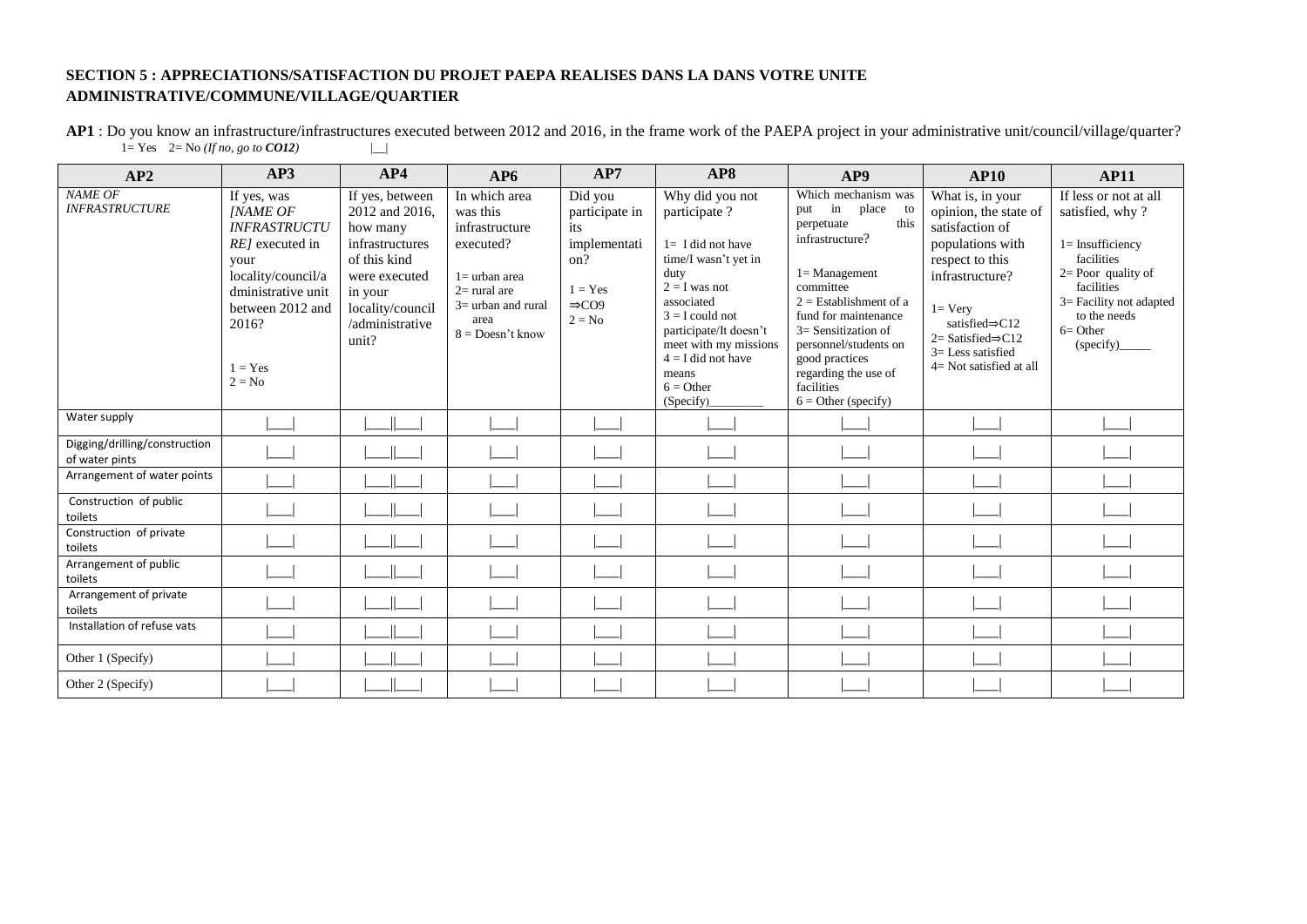**SECTION 5 : APPRECIATIONS/SATISFACTION DU PROJET PAEPA REALISES DANS LA DANS VOTRE UNITE ADMINISTRATIVE/COMMUNE/VILLAGE/QUARTIER**

**AP1** : Do you know an infrastructure/infrastructures executed between 2012 and 2016, in the frame work of the PAEPA project in your administrative unit/council/village/quarter?
1= Yes 2= No *(If no, go to **CO12**)* |__|

| AP2 | AP3 | AP4 | AP6 | AP7 | AP8 | AP9 | AP10 | AP11 |
|---|---|---|---|---|---|---|---|---|
| *NAME OF INFRASTRUCTURE* | If yes, was *[NAME OF INFRASTRUCTURE]* executed in your locality/council/administrative unit between 2012 and 2016?<br><br>1 = Yes<br>2 = No | If yes, between 2012 and 2016, how many infrastructures of this kind were executed in your locality/council /administrative unit? | In which area was this infrastructure executed?<br><br>1= urban area<br>2= rural are<br>3= urban and rural area<br>8 = Doesn't know | Did you participate in its implementation?<br><br>1 = Yes ⇒CO9<br>2 = No | Why did you not participate ?<br><br>1= I did not have time/I wasn't yet in duty<br>2 = I was not associated<br>3 = I could not participate/It doesn't meet with my missions<br>4 = I did not have means<br>6 = Other (Specify)_________ | Which mechanism was put in place to perpetuate this infrastructure?<br><br>1= Management committee<br>2 = Establishment of a fund for maintenance<br>3= Sensitization of personnel/students on good practices regarding the use of facilities<br>6 = Other (specify) | What is, in your opinion, the state of satisfaction of populations with respect to this infrastructure?<br><br>1= Very satisfied⇒C12<br>2= Satisfied⇒C12<br>3= Less satisfied<br>4= Not satisfied at all | If less or not at all satisfied, why ?<br><br>1= Insufficiency facilities<br>2= Poor quality of facilities<br>3= Facility not adapted to the needs<br>6= Other (specify)_____ |
| Water supply | \|___\| | \|___\|\|___\| | \|___\| | \|___\| | \|___\| | \|___\| | \|___\| | \|___\| |
| Digging/drilling/construction of water pints | \|___\| | \|___\|\|___\| | \|___\| | \|___\| | \|___\| | \|___\| | \|___\| | \|___\| |
| Arrangement of water points | \|___\| | \|___\|\|___\| | \|___\| | \|___\| | \|___\| | \|___\| | \|___\| | \|___\| |
| Construction of public toilets | \|___\| | \|___\|\|___\| | \|___\| | \|___\| | \|___\| | \|___\| | \|___\| | \|___\| |
| Construction of private toilets | \|___\| | \|___\|\|___\| | \|___\| | \|___\| | \|___\| | \|___\| | \|___\| | \|___\| |
| Arrangement of public toilets | \|___\| | \|___\|\|___\| | \|___\| | \|___\| | \|___\| | \|___\| | \|___\| | \|___\| |
| Arrangement of private toilets | \|___\| | \|___\|\|___\| | \|___\| | \|___\| | \|___\| | \|___\| | \|___\| | \|___\| |
| Installation of refuse vats | \|___\| | \|___\|\|___\| | \|___\| | \|___\| | \|___\| | \|___\| | \|___\| | \|___\| |
| Other 1 (Specify) | \|___\| | \|___\|\|___\| | \|___\| | \|___\| | \|___\| | \|___\| | \|___\| | \|___\| |
| Other 2 (Specify) | \|___\| | \|___\|\|___\| | \|___\| | \|___\| | \|___\| | \|___\| | \|___\| | \|___\| |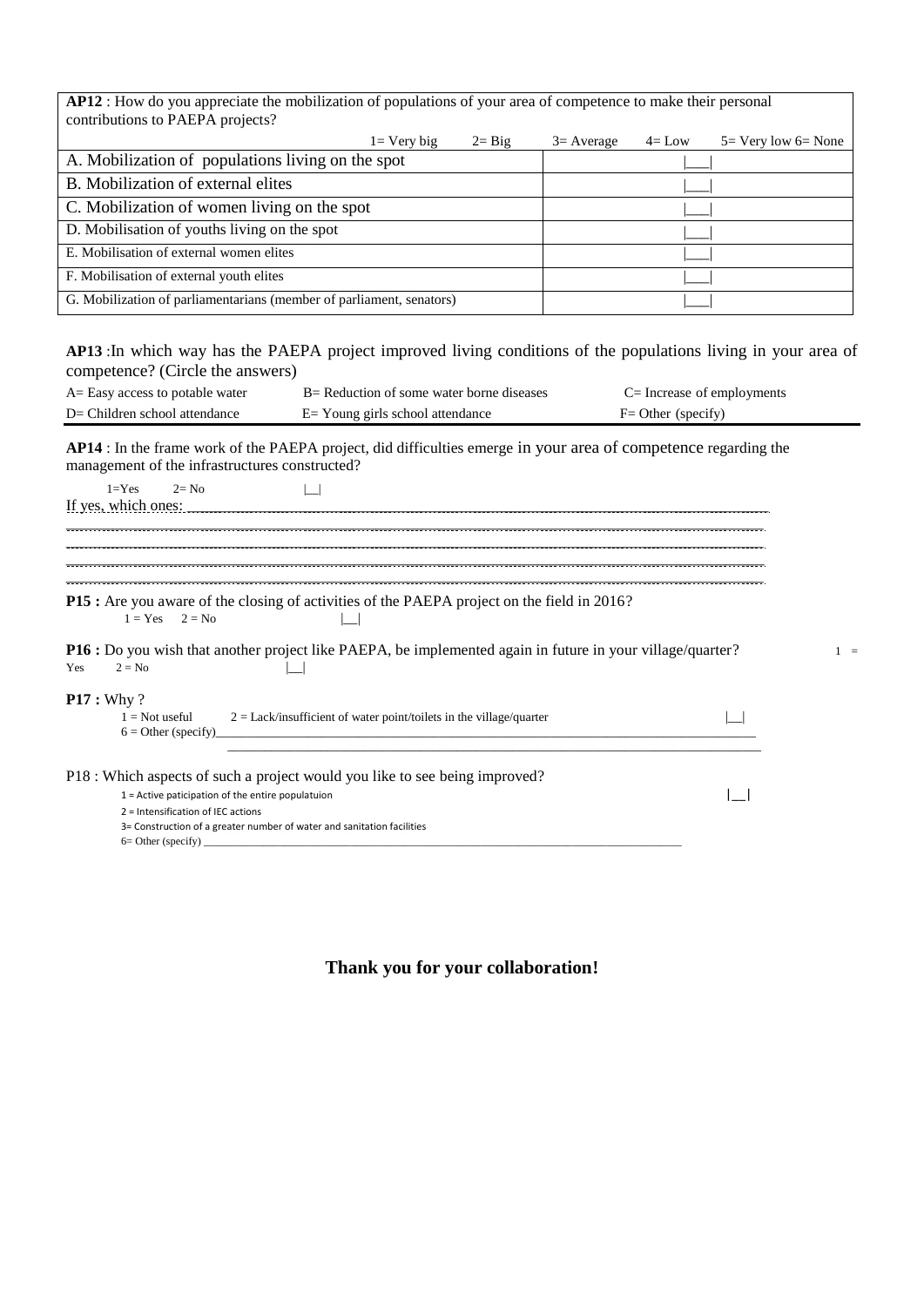| **AP12** : How do you appreciate the mobilization of populations of your area of competence to make their personal contributions to PAEPA projects? 1= Very big 2= Big 3= Average 4= Low 5= Very low 6= None | |
|---|---|
| A. Mobilization of populations living on the spot | \|___\| |
| B. Mobilization of external elites | \|___\| |
| C. Mobilization of women living on the spot | \|___\| |
| D. Mobilisation of youths living on the spot | \|___\| |
| E. Mobilisation of external women elites | \|___\| |
| F. Mobilisation of external youth elites | \|___\| |
| G. Mobilization of parliamentarians (member of parliament, senators) | \|___\| |

**AP13** :In which way has the PAEPA project improved living conditions of the populations living in your area of competence? (Circle the answers)

| | | |
|---|---|---|
| A= Easy access to potable water | B= Reduction of some water borne diseases | C= Increase of employments |
| D= Children school attendance | E= Young girls school attendance | F= Other (specify) |

**AP14** : In the frame work of the PAEPA project, did difficulties emerge in your area of competence regarding the management of the infrastructures constructed?

1=Yes 2= No |__|

If yes, which ones: ________________________________________________

________________________________________________

________________________________________________

________________________________________________

________________________________________________

**P15 :** Are you aware of the closing of activities of the PAEPA project on the field in 2016?

1 = Yes 2 = No |__|

**P16 :** Do you wish that another project like PAEPA, be implemented again in future in your village/quarter? 1 = Yes 2 = No |__|

**P17 :** Why ?

1 = Not useful 2 = Lack/insufficient of water point/toilets in the village/quarter |__|

6 = Other (specify)________________________________________________

________________________________________________

P18 : Which aspects of such a project would you like to see being improved? |__|

1 = Active paticipation of the entire populatuion

2 = Intensification of IEC actions

3= Construction of a greater number of water and sanitation facilities

6= Other (specify) ________________________________________________

**Thank you for your collaboration!**